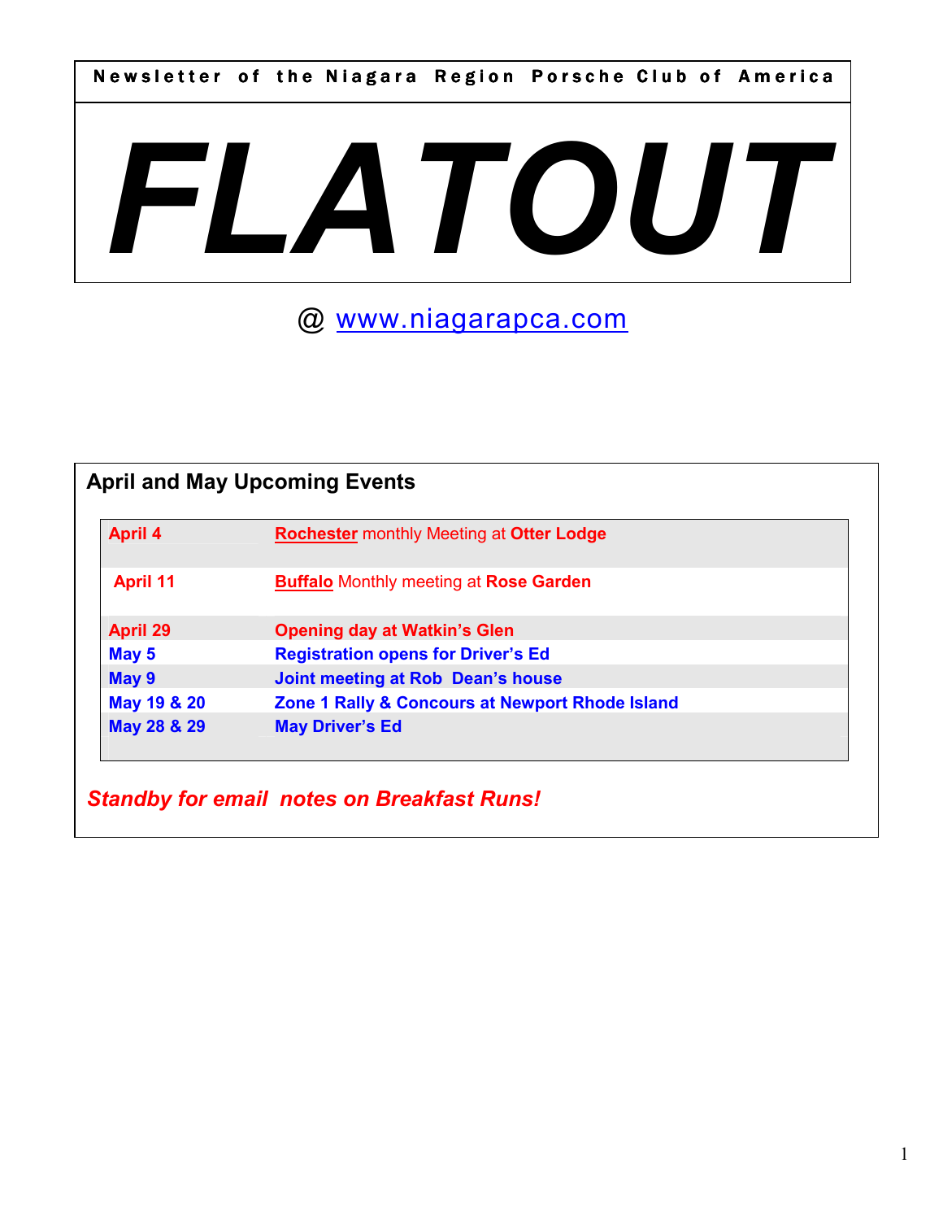Newsletter of the Niagara Region Porsche Club of America

# FLATOUT

@ www.niagarapca.com

## April and May Upcoming Events

| | |
|---|---|
| April 4 | **Rochester** monthly Meeting at **Otter Lodge** |
| April 11 | **Buffalo** Monthly meeting at **Rose Garden** |
| April 29 | **Opening day at Watkin's Glen** |
| May 5 | **Registration opens for Driver's Ed** |
| May 9 | **Joint meeting at Rob Dean's house** |
| May 19 & 20 | **Zone 1 Rally & Concours at Newport Rhode Island** |
| May 28 & 29 | **May Driver's Ed** |

***Standby for email notes on Breakfast Runs!***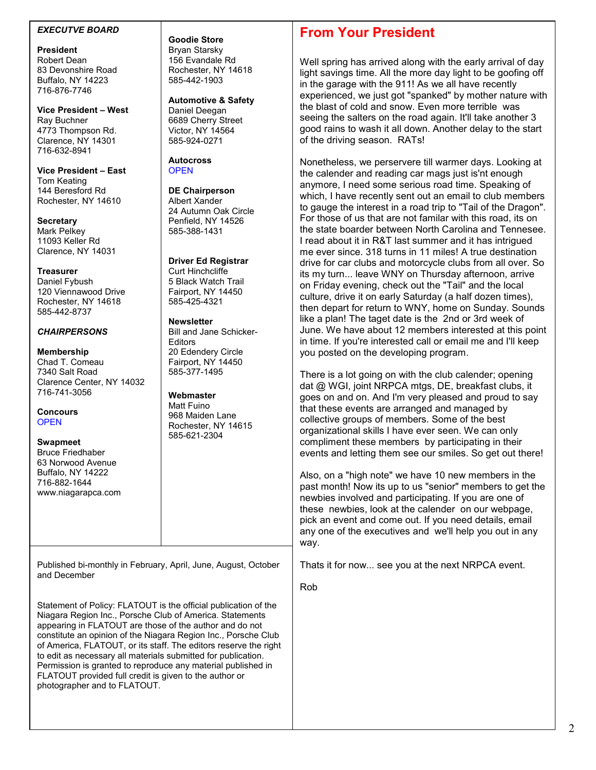***EXECUTVE BOARD***

**President**
Robert Dean
83 Devonshire Road
Buffalo, NY 14223
716-876-7746

**Vice President – West**
Ray Buchner
4773 Thompson Rd.
Clarence, NY 14301
716-632-8941

**Vice President – East**
Tom Keating
144 Beresford Rd
Rochester, NY 14610

**Secretary**
Mark Pelkey
11093 Keller Rd
Clarence, NY 14031

**Treasurer**
Daniel Fybush
120 Viennawood Drive
Rochester, NY 14618
585-442-8737

***CHAIRPERSONS***

**Membership**
Chad T. Comeau
7340 Salt Road
Clarence Center, NY 14032
716-741-3056

**Concours**
OPEN

**Swapmeet**
Bruce Friedhaber
63 Norwood Avenue
Buffalo, NY 14222
716-882-1644
www.niagarapca.com

**Goodie Store**
Bryan Starsky
156 Evandale Rd
Rochester, NY 14618
585-442-1903

**Automotive & Safety**
Daniel Deegan
6689 Cherry Street
Victor, NY 14564
585-924-0271

**Autocross**
OPEN

**DE Chairperson**
Albert Xander
24 Autumn Oak Circle
Penfield, NY 14526
585-388-1431

**Driver Ed Registrar**
Curt Hinchcliffe
5 Black Watch Trail
Fairport, NY 14450
585-425-4321

**Newsletter**
Bill and Jane Schicker- Editors
20 Edendery Circle
Fairport, NY 14450
585-377-1495

**Webmaster**
Matt Fuino
968 Maiden Lane
Rochester, NY 14615
585-621-2304

Published bi-monthly in February, April, June, August, October and December

Statement of Policy: FLATOUT is the official publication of the Niagara Region Inc., Porsche Club of America. Statements appearing in FLATOUT are those of the author and do not constitute an opinion of the Niagara Region Inc., Porsche Club of America, FLATOUT, or its staff. The editors reserve the right to edit as necessary all materials submitted for publication. Permission is granted to reproduce any material published in FLATOUT provided full credit is given to the author or photographer and to FLATOUT.

# From Your President

Well spring has arrived along with the early arrival of day light savings time. All the more day light to be goofing off in the garage with the 911! As we all have recently experienced, we just got "spanked" by mother nature with the blast of cold and snow. Even more terrible was seeing the salters on the road again. It'll take another 3 good rains to wash it all down. Another delay to the start of the driving season. RATs!

Nonetheless, we perservere till warmer days. Looking at the calender and reading car mags just is'nt enough anymore, I need some serious road time. Speaking of which, I have recently sent out an email to club members to gauge the interest in a road trip to "Tail of the Dragon". For those of us that are not familar with this road, its on the state boarder between North Carolina and Tennesee. I read about it in R&T last summer and it has intrigued me ever since. 318 turns in 11 miles! A true destination drive for car clubs and motorcycle clubs from all over. So its my turn... leave WNY on Thursday afternoon, arrive on Friday evening, check out the "Tail" and the local culture, drive it on early Saturday (a half dozen times), then depart for return to WNY, home on Sunday. Sounds like a plan! The taget date is the 2nd or 3rd week of June. We have about 12 members interested at this point in time. If you're interested call or email me and I'll keep you posted on the developing program.

There is a lot going on with the club calender; opening dat @ WGI, joint NRPCA mtgs, DE, breakfast clubs, it goes on and on. And I'm very pleased and proud to say that these events are arranged and managed by collective groups of members. Some of the best organizational skills I have ever seen. We can only compliment these members by participating in their events and letting them see our smiles. So get out there!

Also, on a "high note" we have 10 new members in the past month! Now its up to us "senior" members to get the newbies involved and participating. If you are one of these newbies, look at the calender on our webpage, pick an event and come out. If you need details, email any one of the executives and we'll help you out in any way.

Thats it for now... see you at the next NRPCA event.

Rob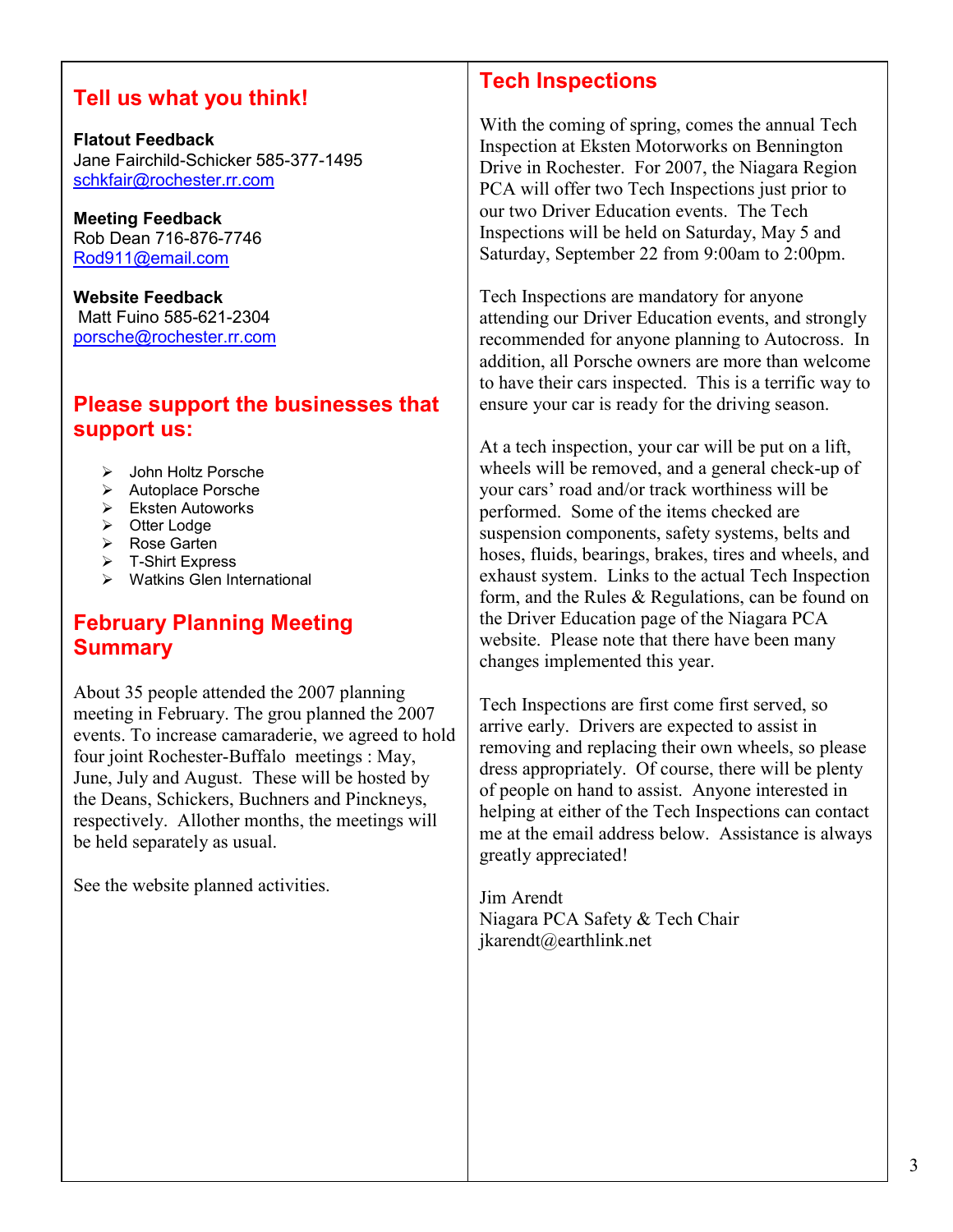## Tell us what you think!

**Flatout Feedback**
Jane Fairchild-Schicker 585-377-1495
schkfair@rochester.rr.com

**Meeting Feedback**
Rob Dean 716-876-7746
Rod911@email.com

**Website Feedback**
Matt Fuino 585-621-2304
porsche@rochester.rr.com

## Please support the businesses that support us:

- John Holtz Porsche
- Autoplace Porsche
- Eksten Autoworks
- Otter Lodge
- Rose Garten
- T-Shirt Express
- Watkins Glen International

## February Planning Meeting Summary

About 35 people attended the 2007 planning meeting in February. The grou planned the 2007 events. To increase camaraderie, we agreed to hold four joint Rochester-Buffalo meetings : May, June, July and August. These will be hosted by the Deans, Schickers, Buchners and Pinckneys, respectively. Allother months, the meetings will be held separately as usual.

See the website planned activities.

## Tech Inspections

With the coming of spring, comes the annual Tech Inspection at Eksten Motorworks on Bennington Drive in Rochester. For 2007, the Niagara Region PCA will offer two Tech Inspections just prior to our two Driver Education events. The Tech Inspections will be held on Saturday, May 5 and Saturday, September 22 from 9:00am to 2:00pm.

Tech Inspections are mandatory for anyone attending our Driver Education events, and strongly recommended for anyone planning to Autocross. In addition, all Porsche owners are more than welcome to have their cars inspected. This is a terrific way to ensure your car is ready for the driving season.

At a tech inspection, your car will be put on a lift, wheels will be removed, and a general check-up of your cars' road and/or track worthiness will be performed. Some of the items checked are suspension components, safety systems, belts and hoses, fluids, bearings, brakes, tires and wheels, and exhaust system. Links to the actual Tech Inspection form, and the Rules & Regulations, can be found on the Driver Education page of the Niagara PCA website. Please note that there have been many changes implemented this year.

Tech Inspections are first come first served, so arrive early. Drivers are expected to assist in removing and replacing their own wheels, so please dress appropriately. Of course, there will be plenty of people on hand to assist. Anyone interested in helping at either of the Tech Inspections can contact me at the email address below. Assistance is always greatly appreciated!

Jim Arendt
Niagara PCA Safety & Tech Chair
jkarendt@earthlink.net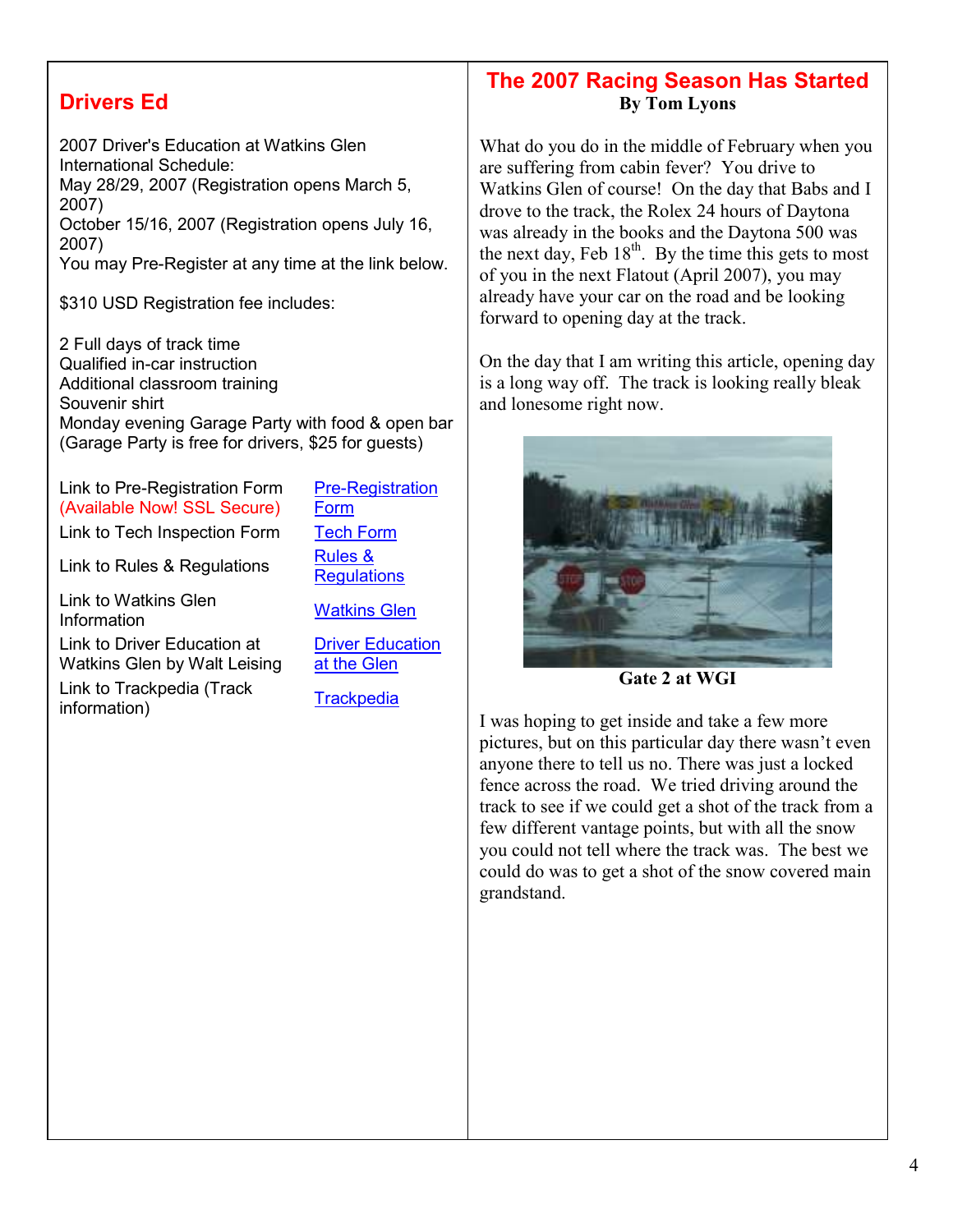## Drivers Ed

2007 Driver's Education at Watkins Glen International Schedule:
May 28/29, 2007 (Registration opens March 5, 2007)
October 15/16, 2007 (Registration opens July 16, 2007)
You may Pre-Register at any time at the link below.

$310 USD Registration fee includes:

2 Full days of track time
Qualified in-car instruction
Additional classroom training
Souvenir shirt
Monday evening Garage Party with food & open bar (Garage Party is free for drivers, $25 for guests)

| | |
|---|---|
| Link to Pre-Registration Form (Available Now! SSL Secure) | Pre-Registration Form |
| Link to Tech Inspection Form | Tech Form |
| Link to Rules & Regulations | Rules & Regulations |
| Link to Watkins Glen Information | Watkins Glen |
| Link to Driver Education at Watkins Glen by Walt Leising | Driver Education at the Glen |
| Link to Trackpedia (Track information) | Trackpedia |

## The 2007 Racing Season Has Started

**By Tom Lyons**

What do you do in the middle of February when you are suffering from cabin fever? You drive to Watkins Glen of course! On the day that Babs and I drove to the track, the Rolex 24 hours of Daytona was already in the books and the Daytona 500 was the next day, Feb 18th. By the time this gets to most of you in the next Flatout (April 2007), you may already have your car on the road and be looking forward to opening day at the track.

On the day that I am writing this article, opening day is a long way off. The track is looking really bleak and lonesome right now.

**Gate 2 at WGI**

I was hoping to get inside and take a few more pictures, but on this particular day there wasn't even anyone there to tell us no. There was just a locked fence across the road. We tried driving around the track to see if we could get a shot of the track from a few different vantage points, but with all the snow you could not tell where the track was. The best we could do was to get a shot of the snow covered main grandstand.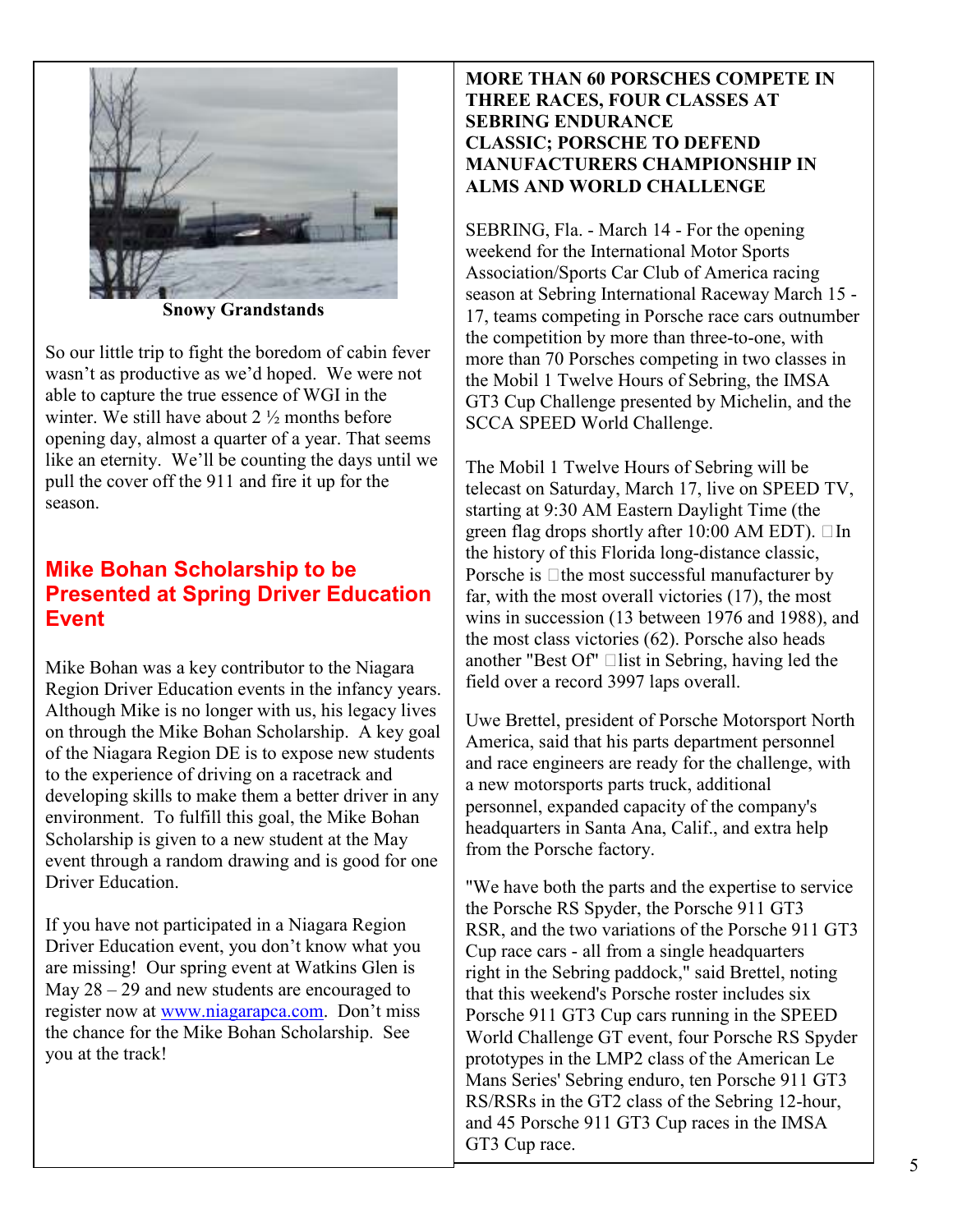Snowy Grandstands

So our little trip to fight the boredom of cabin fever wasn't as productive as we'd hoped. We were not able to capture the true essence of WGI in the winter. We still have about 2 ½ months before opening day, almost a quarter of a year. That seems like an eternity. We'll be counting the days until we pull the cover off the 911 and fire it up for the season.

## Mike Bohan Scholarship to be Presented at Spring Driver Education Event

Mike Bohan was a key contributor to the Niagara Region Driver Education events in the infancy years. Although Mike is no longer with us, his legacy lives on through the Mike Bohan Scholarship. A key goal of the Niagara Region DE is to expose new students to the experience of driving on a racetrack and developing skills to make them a better driver in any environment. To fulfill this goal, the Mike Bohan Scholarship is given to a new student at the May event through a random drawing and is good for one Driver Education.

If you have not participated in a Niagara Region Driver Education event, you don't know what you are missing! Our spring event at Watkins Glen is May 28 – 29 and new students are encouraged to register now at www.niagarapca.com. Don't miss the chance for the Mike Bohan Scholarship. See you at the track!

## MORE THAN 60 PORSCHES COMPETE IN THREE RACES, FOUR CLASSES AT SEBRING ENDURANCE CLASSIC; PORSCHE TO DEFEND MANUFACTURERS CHAMPIONSHIP IN ALMS AND WORLD CHALLENGE

SEBRING, Fla. - March 14 - For the opening weekend for the International Motor Sports Association/Sports Car Club of America racing season at Sebring International Raceway March 15 - 17, teams competing in Porsche race cars outnumber the competition by more than three-to-one, with more than 70 Porsches competing in two classes in the Mobil 1 Twelve Hours of Sebring, the IMSA GT3 Cup Challenge presented by Michelin, and the SCCA SPEED World Challenge.

The Mobil 1 Twelve Hours of Sebring will be telecast on Saturday, March 17, live on SPEED TV, starting at 9:30 AM Eastern Daylight Time (the green flag drops shortly after 10:00 AM EDT). In the history of this Florida long-distance classic, Porsche is the most successful manufacturer by far, with the most overall victories (17), the most wins in succession (13 between 1976 and 1988), and the most class victories (62). Porsche also heads another "Best Of" list in Sebring, having led the field over a record 3997 laps overall.

Uwe Brettel, president of Porsche Motorsport North America, said that his parts department personnel and race engineers are ready for the challenge, with a new motorsports parts truck, additional personnel, expanded capacity of the company's headquarters in Santa Ana, Calif., and extra help from the Porsche factory.

"We have both the parts and the expertise to service the Porsche RS Spyder, the Porsche 911 GT3 RSR, and the two variations of the Porsche 911 GT3 Cup race cars - all from a single headquarters right in the Sebring paddock," said Brettel, noting that this weekend's Porsche roster includes six Porsche 911 GT3 Cup cars running in the SPEED World Challenge GT event, four Porsche RS Spyder prototypes in the LMP2 class of the American Le Mans Series' Sebring enduro, ten Porsche 911 GT3 RS/RSRs in the GT2 class of the Sebring 12-hour, and 45 Porsche 911 GT3 Cup races in the IMSA GT3 Cup race.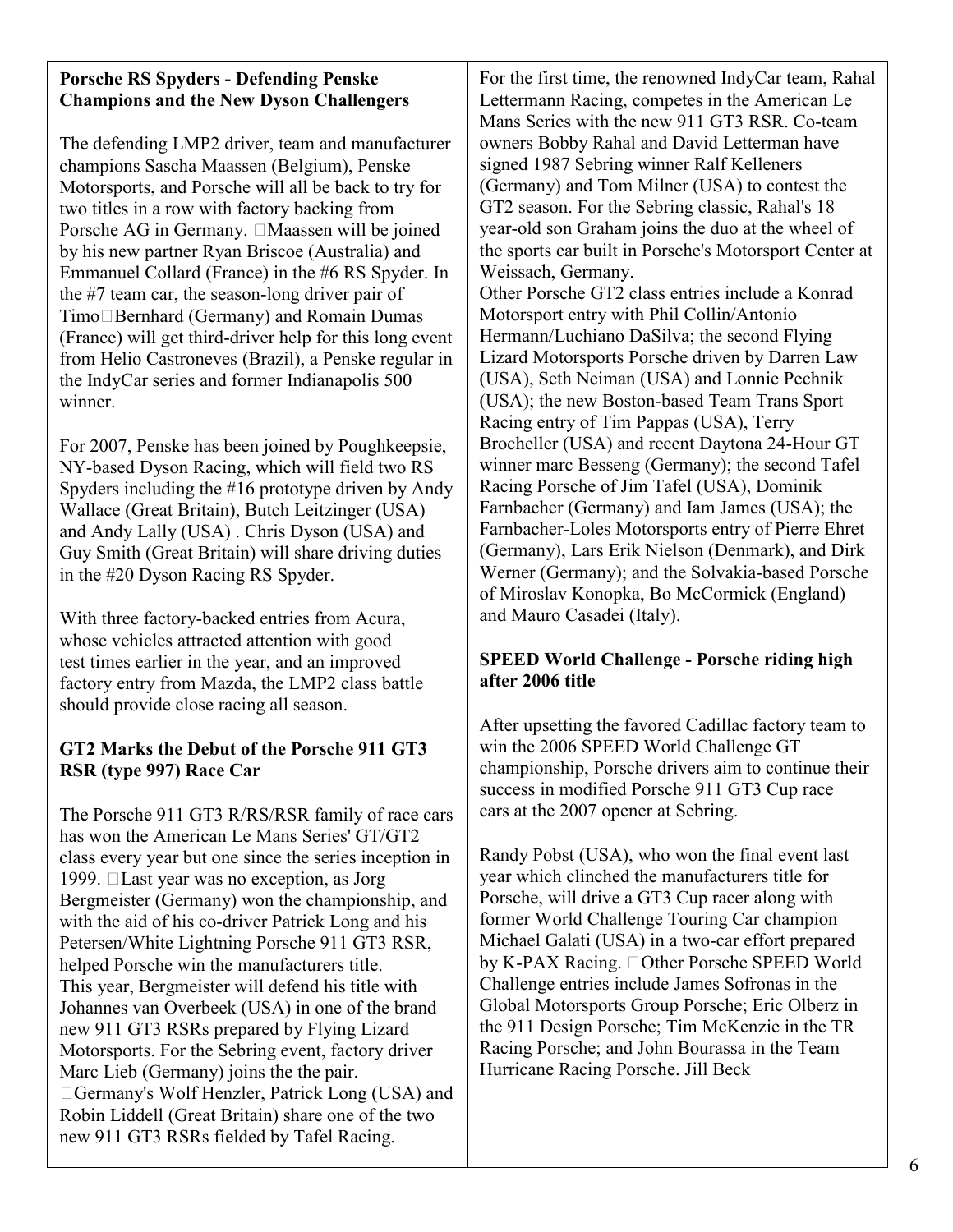**Porsche RS Spyders - Defending Penske Champions and the New Dyson Challengers**

The defending LMP2 driver, team and manufacturer champions Sascha Maassen (Belgium), Penske Motorsports, and Porsche will all be back to try for two titles in a row with factory backing from Porsche AG in Germany. Maassen will be joined by his new partner Ryan Briscoe (Australia) and Emmanuel Collard (France) in the #6 RS Spyder. In the #7 team car, the season-long driver pair of Timo Bernhard (Germany) and Romain Dumas (France) will get third-driver help for this long event from Helio Castroneves (Brazil), a Penske regular in the IndyCar series and former Indianapolis 500 winner.

For 2007, Penske has been joined by Poughkeepsie, NY-based Dyson Racing, which will field two RS Spyders including the #16 prototype driven by Andy Wallace (Great Britain), Butch Leitzinger (USA) and Andy Lally (USA) . Chris Dyson (USA) and Guy Smith (Great Britain) will share driving duties in the #20 Dyson Racing RS Spyder.

With three factory-backed entries from Acura, whose vehicles attracted attention with good test times earlier in the year, and an improved factory entry from Mazda, the LMP2 class battle should provide close racing all season.

**GT2 Marks the Debut of the Porsche 911 GT3 RSR (type 997) Race Car**

The Porsche 911 GT3 R/RS/RSR family of race cars has won the American Le Mans Series' GT/GT2 class every year but one since the series inception in 1999. Last year was no exception, as Jorg Bergmeister (Germany) won the championship, and with the aid of his co-driver Patrick Long and his Petersen/White Lightning Porsche 911 GT3 RSR, helped Porsche win the manufacturers title.
This year, Bergmeister will defend his title with Johannes van Overbeek (USA) in one of the brand new 911 GT3 RSRs prepared by Flying Lizard Motorsports. For the Sebring event, factory driver Marc Lieb (Germany) joins the the pair.
Germany's Wolf Henzler, Patrick Long (USA) and Robin Liddell (Great Britain) share one of the two new 911 GT3 RSRs fielded by Tafel Racing.

For the first time, the renowned IndyCar team, Rahal Lettermann Racing, competes in the American Le Mans Series with the new 911 GT3 RSR. Co-team owners Bobby Rahal and David Letterman have signed 1987 Sebring winner Ralf Kelleners (Germany) and Tom Milner (USA) to contest the GT2 season. For the Sebring classic, Rahal's 18 year-old son Graham joins the duo at the wheel of the sports car built in Porsche's Motorsport Center at Weissach, Germany.
Other Porsche GT2 class entries include a Konrad Motorsport entry with Phil Collin/Antonio Hermann/Luchiano DaSilva; the second Flying Lizard Motorsports Porsche driven by Darren Law (USA), Seth Neiman (USA) and Lonnie Pechnik (USA); the new Boston-based Team Trans Sport Racing entry of Tim Pappas (USA), Terry Brocheller (USA) and recent Daytona 24-Hour GT winner marc Besseng (Germany); the second Tafel Racing Porsche of Jim Tafel (USA), Dominik Farnbacher (Germany) and Iam James (USA); the Farnbacher-Loles Motorsports entry of Pierre Ehret (Germany), Lars Erik Nielson (Denmark), and Dirk Werner (Germany); and the Solvakia-based Porsche of Miroslav Konopka, Bo McCormick (England) and Mauro Casadei (Italy).

**SPEED World Challenge - Porsche riding high after 2006 title**

After upsetting the favored Cadillac factory team to win the 2006 SPEED World Challenge GT championship, Porsche drivers aim to continue their success in modified Porsche 911 GT3 Cup race cars at the 2007 opener at Sebring.

Randy Pobst (USA), who won the final event last year which clinched the manufacturers title for Porsche, will drive a GT3 Cup racer along with former World Challenge Touring Car champion Michael Galati (USA) in a two-car effort prepared by K-PAX Racing. Other Porsche SPEED World Challenge entries include James Sofronas in the Global Motorsports Group Porsche; Eric Olberz in the 911 Design Porsche; Tim McKenzie in the TR Racing Porsche; and John Bourassa in the Team Hurricane Racing Porsche. Jill Beck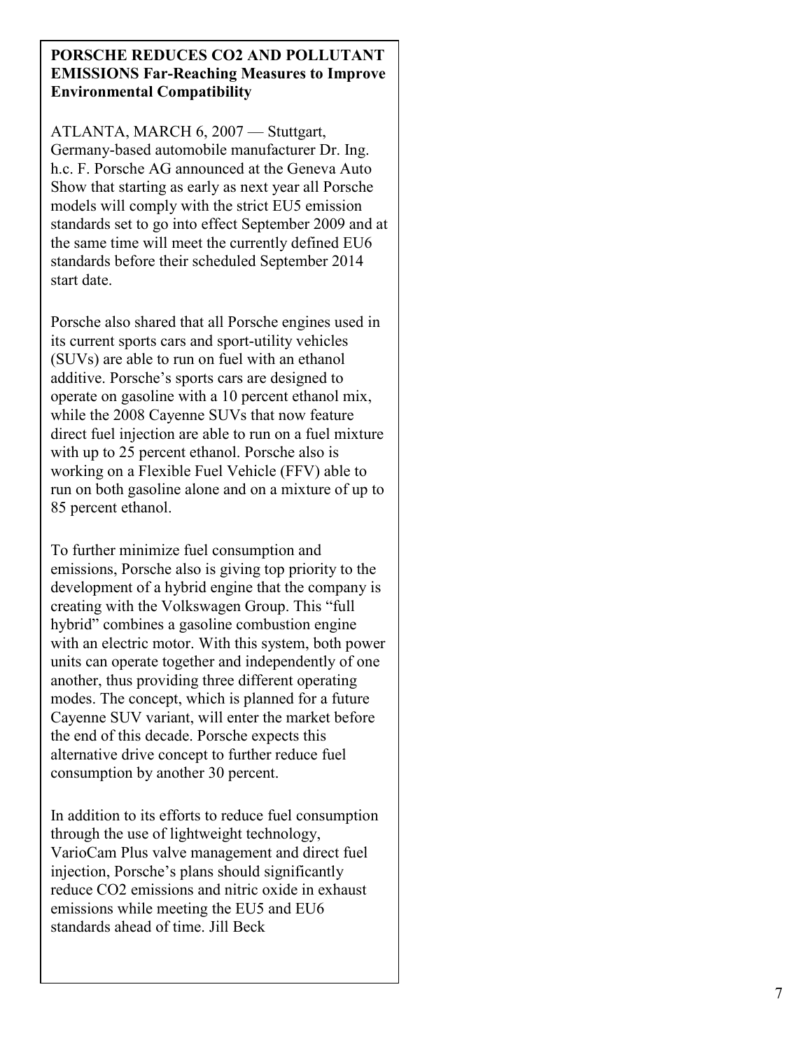**PORSCHE REDUCES CO2 AND POLLUTANT EMISSIONS Far-Reaching Measures to Improve Environmental Compatibility**

ATLANTA, MARCH 6, 2007 — Stuttgart, Germany-based automobile manufacturer Dr. Ing. h.c. F. Porsche AG announced at the Geneva Auto Show that starting as early as next year all Porsche models will comply with the strict EU5 emission standards set to go into effect September 2009 and at the same time will meet the currently defined EU6 standards before their scheduled September 2014 start date.

Porsche also shared that all Porsche engines used in its current sports cars and sport-utility vehicles (SUVs) are able to run on fuel with an ethanol additive. Porsche's sports cars are designed to operate on gasoline with a 10 percent ethanol mix, while the 2008 Cayenne SUVs that now feature direct fuel injection are able to run on a fuel mixture with up to 25 percent ethanol. Porsche also is working on a Flexible Fuel Vehicle (FFV) able to run on both gasoline alone and on a mixture of up to 85 percent ethanol.

To further minimize fuel consumption and emissions, Porsche also is giving top priority to the development of a hybrid engine that the company is creating with the Volkswagen Group. This "full hybrid" combines a gasoline combustion engine with an electric motor. With this system, both power units can operate together and independently of one another, thus providing three different operating modes. The concept, which is planned for a future Cayenne SUV variant, will enter the market before the end of this decade. Porsche expects this alternative drive concept to further reduce fuel consumption by another 30 percent.

In addition to its efforts to reduce fuel consumption through the use of lightweight technology, VarioCam Plus valve management and direct fuel injection, Porsche's plans should significantly reduce $CO_2$ emissions and nitric oxide in exhaust emissions while meeting the EU5 and EU6 standards ahead of time. Jill Beck